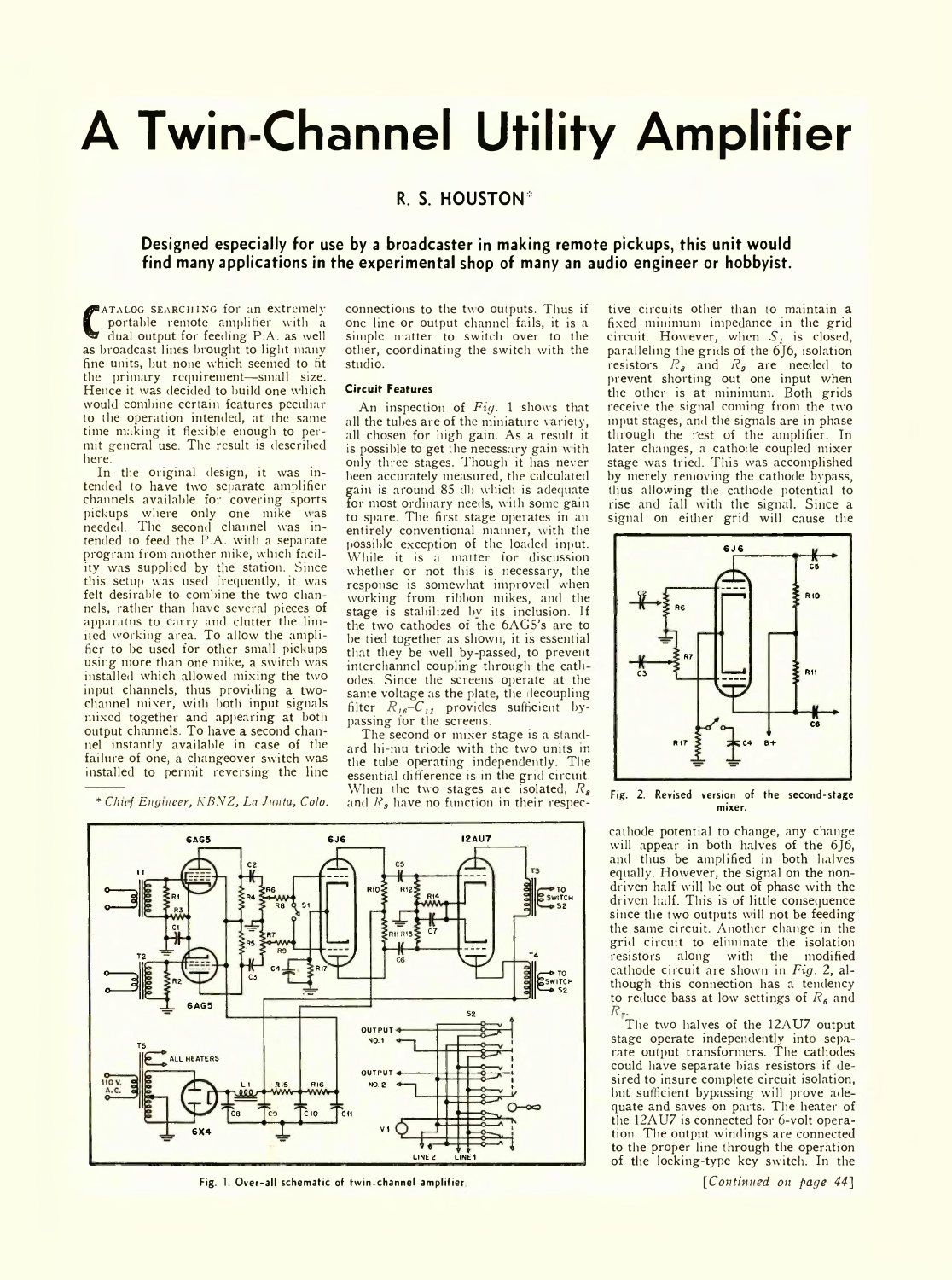# A Twin-Channel Utility Amplifier

**R. S. HOUSTON***

**Designed especially for use by a broadcaster in making remote pickups, this unit would find many applications in the experimental shop of many an audio engineer or hobbyist.**

CATALOG SEARCHING for an extremely portable remote amplifier with a dual output for feeding P.A. as well as broadcast lines brought to light many fine units, but none which seemed to fit the primary requirement—small size. Hence it was decided to build one which would combine certain features peculiar to the operation intended, at the same time making it flexible enough to permit general use. The result is described here.

In the original design, it was intended to have two separate amplifier channels available for covering sports pickups where only one mike was needed. The second channel was intended to feed the P.A. with a separate program from another mike, which facility was supplied by the station. Since this setup was used frequently, it was felt desirable to combine the two channels, rather than have several pieces of apparatus to carry and clutter the limited working area. To allow the amplifier to be used for other small pickups using more than one mike, a switch was installed which allowed mixing the two input channels, thus providing a two-channel mixer, with both input signals mixed together and appearing at both output channels. To have a second channel instantly available in case of the failure of one, a changeover switch was installed to permit reversing the line connections to the two outputs. Thus if one line or output channel fails, it is a simple matter to switch over to the other, coordinating the switch with the studio.

\* *Chief Engineer, KBNZ, La Junta, Colo.*

### Circuit Features

An inspection of *Fig.* 1 shows that all the tubes are of the miniature variety, all chosen for high gain. As a result it is possible to get the necessary gain with only three stages. Though it has never been accurately measured, the calculated gain is around 85 db which is adequate for most ordinary needs, with some gain to spare. The first stage operates in an entirely conventional manner, with the possible exception of the loaded input. While it is a matter for discussion whether or not this is necessary, the response is somewhat improved when working from ribbon mikes, and the stage is stabilized by its inclusion. If the two cathodes of the 6AG5's are to be tied together as shown, it is essential that they be well by-passed, to prevent interchannel coupling through the cathodes. Since the screens operate at the same voltage as the plate, the decoupling filter $R_{16}$-$C_{11}$ provides sufficient bypassing for the screens.

The second or mixer stage is a standard hi-mu triode with the two units in the tube operating independently. The essential difference is in the grid circuit. When the two stages are isolated, $R_8$ and $R_9$ have no function in their respective circuits other than to maintain a fixed minimum impedance in the grid circuit. However, when $S_1$ is closed, paralleling the grids of the 6J6, isolation resistors $R_8$ and $R_9$ are needed to prevent shorting out one input when the other is at minimum. Both grids receive the signal coming from the two input stages, and the signals are in phase through the rest of the amplifier. In later changes, a cathode coupled mixer stage was tried. This was accomplished by merely removing the cathode bypass, thus allowing the cathode potential to rise and fall with the signal. Since a signal on either grid will cause the cathode potential to change, any change will appear in both halves of the 6J6, and thus be amplified in both halves equally. However, the signal on the non-driven half will be out of phase with the driven half. This is of little consequence since the two outputs will not be feeding the same circuit. Another change in the grid circuit to eliminate the isolation resistors along with the modified cathode circuit are shown in *Fig. 2*, although this connection has a tendency to reduce bass at low settings of $R_6$ and $R_7$.

Fig. 2. Revised version of the second-stage mixer.

The two halves of the 12AU7 output stage operate independently into separate output transformers. The cathodes could have separate bias resistors if desired to insure complete circuit isolation, but sufficient bypassing will prove adequate and saves on parts. The heater of the 12AU7 is connected for 6-volt operation. The output windings are connected to the proper line through the operation of the locking-type key switch. In the

Fig. 1. Over-all schematic of twin-channel amplifier.

*[Continued on page 44]*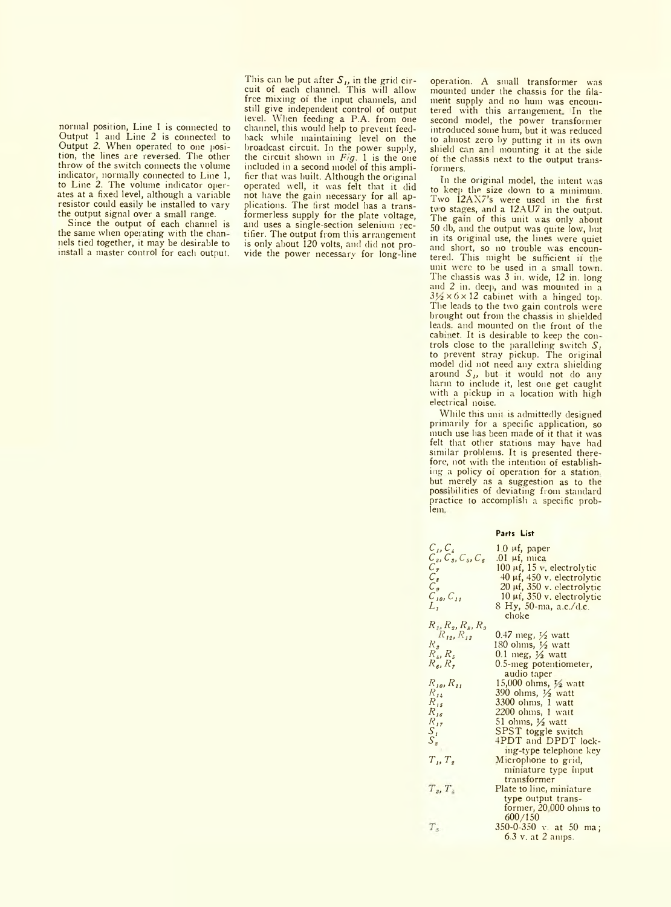normal position, Line 1 is connected to Output 1 and Line 2 is connected to Output 2. When operated to one position, the lines are reversed. The other throw of the switch connects the volume indicator, normally connected to Line 1, to Line 2. The volume indicator operates at a fixed level, although a variable resistor could easily be installed to vary the output signal over a small range.

Since the output of each channel is the same when operating with the channels tied together, it may be desirable to install a master control for each output. This can be put after $S_1$, in the grid circuit of each channel. This will allow free mixing of the input channels, and still give independent control of output level. When feeding a P.A. from one channel, this would help to prevent feedback while maintaining level on the broadcast circuit. In the power supply, the circuit shown in *Fig.* 1 is the one included in a second model of this amplifier that was built. Although the original operated well, it was felt that it did not have the gain necessary for all applications. The first model has a transformerless supply for the plate voltage, and uses a single-section selenium rectifier. The output from this arrangement is only about 120 volts, and did not provide the power necessary for long-line operation. A small transformer was mounted under the chassis for the filament supply and no hum was encountered with this arrangement. In the second model, the power transformer introduced some hum, but it was reduced to almost zero by putting it in its own shield can and mounting it at the side of the chassis next to the output transformers.

In the original model, the intent was to keep the size down to a minimum. Two 12AX7's were used in the first two stages, and a 12AU7 in the output. The gain of this unit was only about 50 db, and the output was quite low, but in its original use, the lines were quiet and short, so no trouble was encountered. This might be sufficient if the unit were to be used in a small town. The chassis was 3 in. wide, 12 in. long and 2 in. deep, and was mounted in a $3\frac{1}{2} \times 6 \times 12$ cabinet with a hinged top. The leads to the two gain controls were brought out from the chassis in shielded leads, and mounted on the front of the cabinet. It is desirable to keep the controls close to the paralleling switch $S_1$ to prevent stray pickup. The original model did not need any extra shielding around $S_1$, but it would not do any harm to include it, lest one get caught with a pickup in a location with high electrical noise.

While this unit is admittedly designed primarily for a specific application, so much use has been made of it that it was felt that other stations may have had similar problems. It is presented therefore, not with the intention of establishing a policy of operation for a station, but merely as a suggestion as to the possibilities of deviating from standard practice to accomplish a specific problem.

**Parts List**

| | |
|---|---|
| $C_1, C_4$ | 1.0 μf, paper |
| $C_2, C_3, C_5, C_6$ | .01 μf, mica |
| $C_7$ | 100 μf, 15 v. electrolytic |
| $C_8$ | 40 μf, 450 v. electrolytic |
| $C_9$ | 20 μf, 350 v. electrolytic |
| $C_{10}, C_{11}$ | 10 μf, 350 v. electrolytic |
| $L_1$ | 8 Hy, 50-ma, a.c./d.c. choke |
| $R_1, R_2, R_8, R_9$ $R_{12}, R_{13}$ | 0.47 meg, ½ watt |
| $R_3$ | 180 ohms, ½ watt |
| $R_4, R_5$ | 0.1 meg, ½ watt |
| $R_6, R_7$ | 0.5-meg potentiometer, audio taper |
| $R_{10}, R_{11}$ | 15,000 ohms, ½ watt |
| $R_{14}$ | 390 ohms, ½ watt |
| $R_{15}$ | 3300 ohms, 1 watt |
| $R_{16}$ | 2200 ohms, 1 watt |
| $R_{17}$ | 51 ohms, ½ watt |
| $S_1$ | SPST toggle switch |
| $S_2$ | 4PDT and DPDT locking-type telephone key |
| $T_1, T_2$ | Microphone to grid, miniature type input transformer |
| $T_3, T_4$ | Plate to line, miniature type output transformer, 20,000 ohms to 600/150 |
| $T_5$ | 350-0-350 v. at 50 ma; 6.3 v. at 2 amps. |